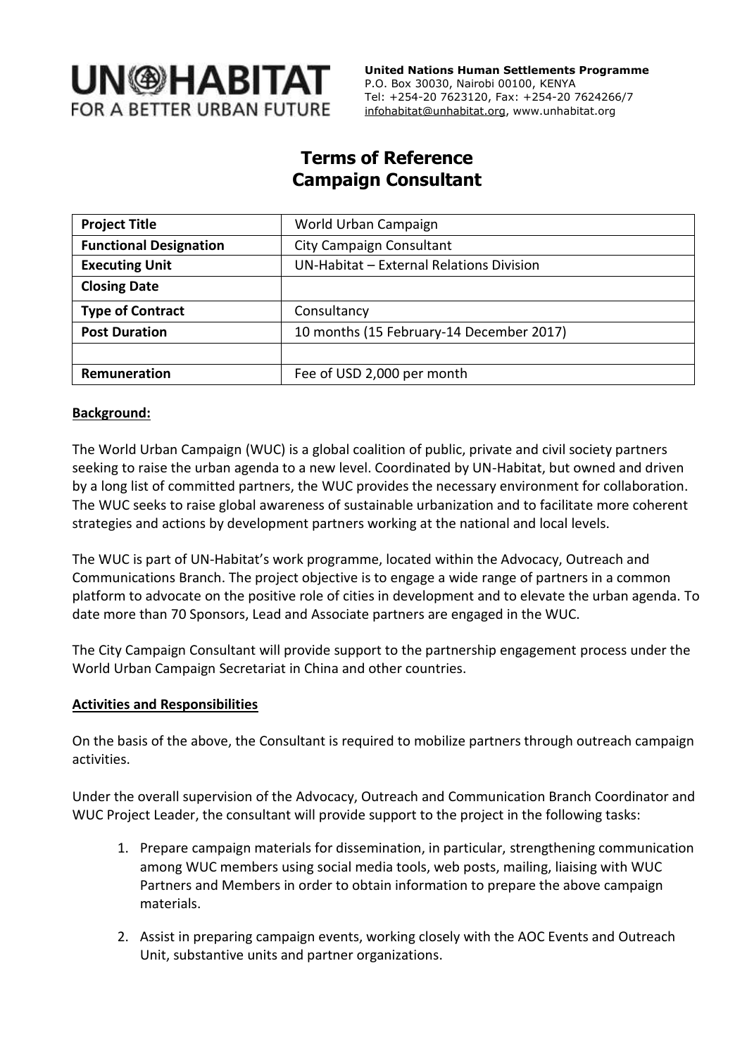**UN-HABITAT**
**FOR A BETTER URBAN FUTURE**

**United Nations Human Settlements Programme**
P.O. Box 30030, Nairobi 00100, KENYA
Tel: +254-20 7623120, Fax: +254-20 7624266/7
infohabitat@unhabitat.org, www.unhabitat.org

# Terms of Reference
# Campaign Consultant

| **Project Title** | World Urban Campaign |
|---|---|
| **Functional Designation** | City Campaign Consultant |
| **Executing Unit** | UN-Habitat – External Relations Division |
| **Closing Date** | |
| **Type of Contract** | Consultancy |
| **Post Duration** | 10 months (15 February-14 December 2017) |
| | |
| **Remuneration** | Fee of USD 2,000 per month |

**Background:**

The World Urban Campaign (WUC) is a global coalition of public, private and civil society partners seeking to raise the urban agenda to a new level. Coordinated by UN-Habitat, but owned and driven by a long list of committed partners, the WUC provides the necessary environment for collaboration. The WUC seeks to raise global awareness of sustainable urbanization and to facilitate more coherent strategies and actions by development partners working at the national and local levels.

The WUC is part of UN-Habitat's work programme, located within the Advocacy, Outreach and Communications Branch. The project objective is to engage a wide range of partners in a common platform to advocate on the positive role of cities in development and to elevate the urban agenda. To date more than 70 Sponsors, Lead and Associate partners are engaged in the WUC.

The City Campaign Consultant will provide support to the partnership engagement process under the World Urban Campaign Secretariat in China and other countries.

**Activities and Responsibilities**

On the basis of the above, the Consultant is required to mobilize partners through outreach campaign activities.

Under the overall supervision of the Advocacy, Outreach and Communication Branch Coordinator and WUC Project Leader, the consultant will provide support to the project in the following tasks:

1. Prepare campaign materials for dissemination, in particular, strengthening communication among WUC members using social media tools, web posts, mailing, liaising with WUC Partners and Members in order to obtain information to prepare the above campaign materials.

2. Assist in preparing campaign events, working closely with the AOC Events and Outreach Unit, substantive units and partner organizations.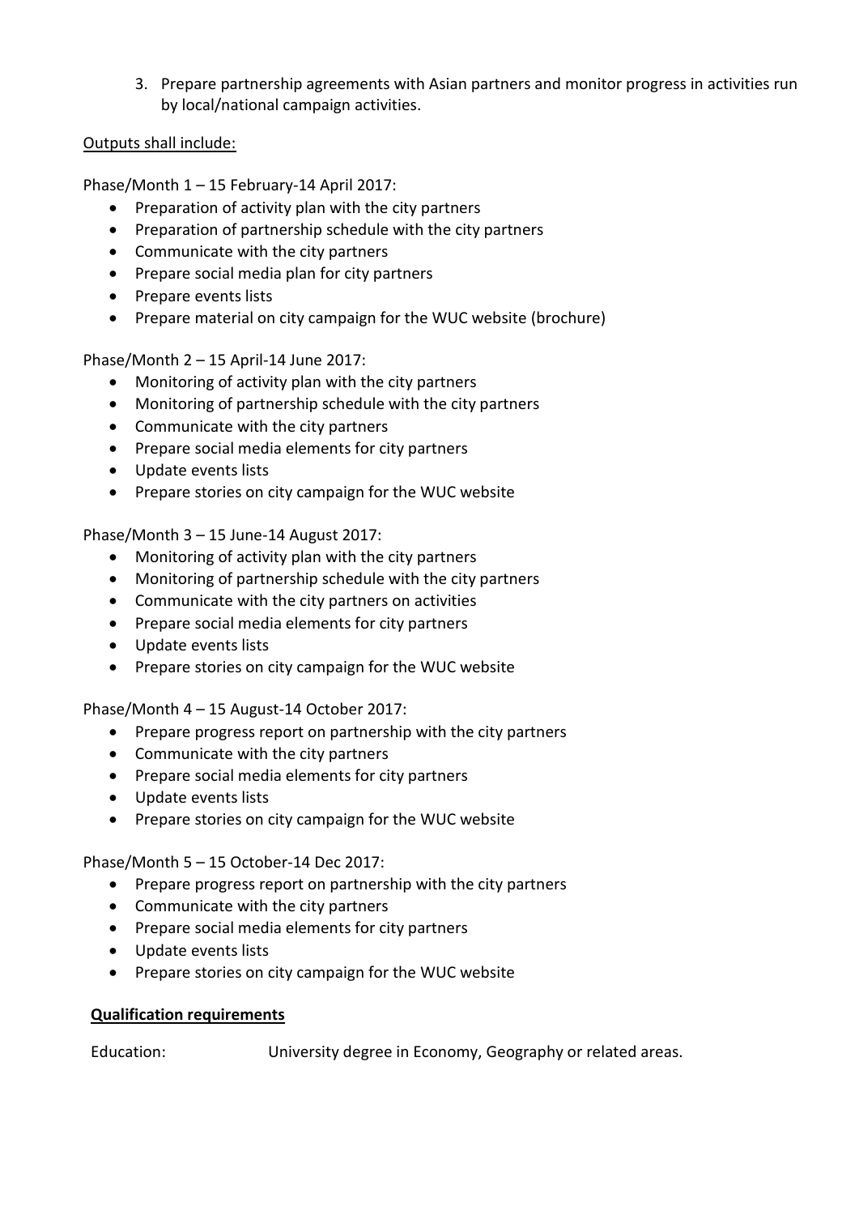3. Prepare partnership agreements with Asian partners and monitor progress in activities run by local/national campaign activities.

<u>Outputs shall include:</u>

Phase/Month 1 – 15 February-14 April 2017:

- Preparation of activity plan with the city partners
- Preparation of partnership schedule with the city partners
- Communicate with the city partners
- Prepare social media plan for city partners
- Prepare events lists
- Prepare material on city campaign for the WUC website (brochure)

Phase/Month 2 – 15 April-14 June 2017:

- Monitoring of activity plan with the city partners
- Monitoring of partnership schedule with the city partners
- Communicate with the city partners
- Prepare social media elements for city partners
- Update events lists
- Prepare stories on city campaign for the WUC website

Phase/Month 3 – 15 June-14 August 2017:

- Monitoring of activity plan with the city partners
- Monitoring of partnership schedule with the city partners
- Communicate with the city partners on activities
- Prepare social media elements for city partners
- Update events lists
- Prepare stories on city campaign for the WUC website

Phase/Month 4 – 15 August-14 October 2017:

- Prepare progress report on partnership with the city partners
- Communicate with the city partners
- Prepare social media elements for city partners
- Update events lists
- Prepare stories on city campaign for the WUC website

Phase/Month 5 – 15 October-14 Dec 2017:

- Prepare progress report on partnership with the city partners
- Communicate with the city partners
- Prepare social media elements for city partners
- Update events lists
- Prepare stories on city campaign for the WUC website

**<u>Qualification requirements</u>**

Education: University degree in Economy, Geography or related areas.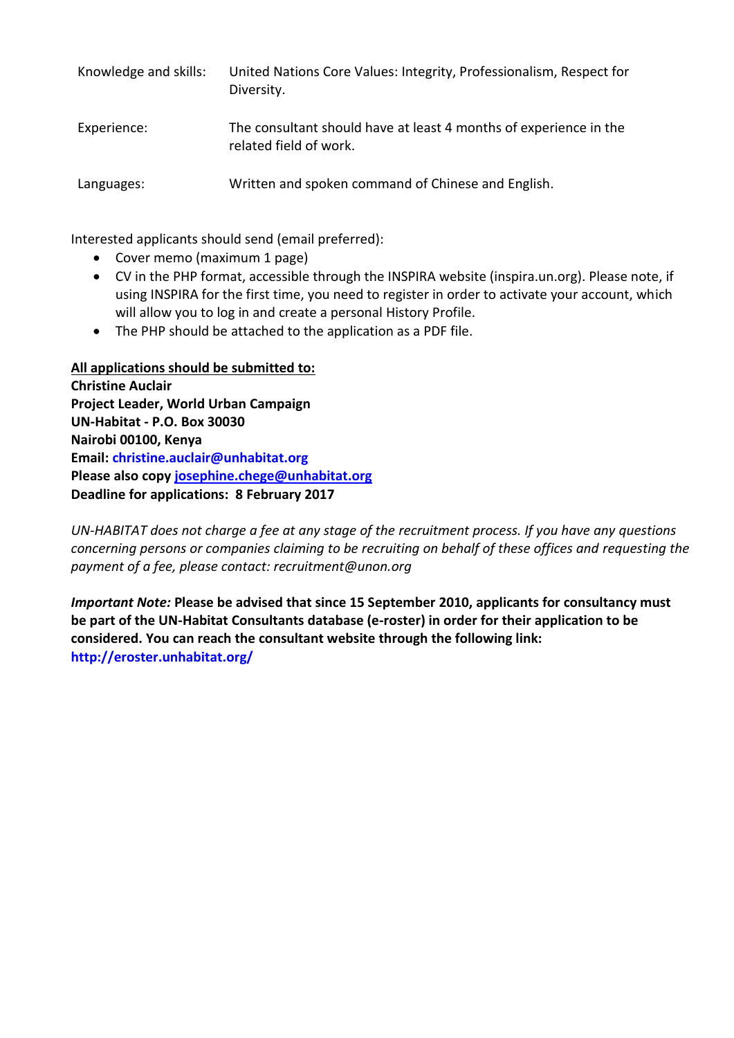| | |
|---|---|
| Knowledge and skills: | United Nations Core Values: Integrity, Professionalism, Respect for Diversity. |
| Experience: | The consultant should have at least 4 months of experience in the related field of work. |
| Languages: | Written and spoken command of Chinese and English. |

Interested applicants should send (email preferred):

- Cover memo (maximum 1 page)
- CV in the PHP format, accessible through the INSPIRA website (inspira.un.org). Please note, if using INSPIRA for the first time, you need to register in order to activate your account, which will allow you to log in and create a personal History Profile.
- The PHP should be attached to the application as a PDF file.

**All applications should be submitted to:**
**Christine Auclair**
**Project Leader, World Urban Campaign**
**UN-Habitat - P.O. Box 30030**
**Nairobi 00100, Kenya**
**Email: christine.auclair@unhabitat.org**
**Please also copy josephine.chege@unhabitat.org**
**Deadline for applications: 8 February 2017**

*UN-HABITAT does not charge a fee at any stage of the recruitment process. If you have any questions concerning persons or companies claiming to be recruiting on behalf of these offices and requesting the payment of a fee, please contact: recruitment@unon.org*

***Important Note:*** **Please be advised that since 15 September 2010, applicants for consultancy must be part of the UN-Habitat Consultants database (e-roster) in order for their application to be considered. You can reach the consultant website through the following link: http://eroster.unhabitat.org/**